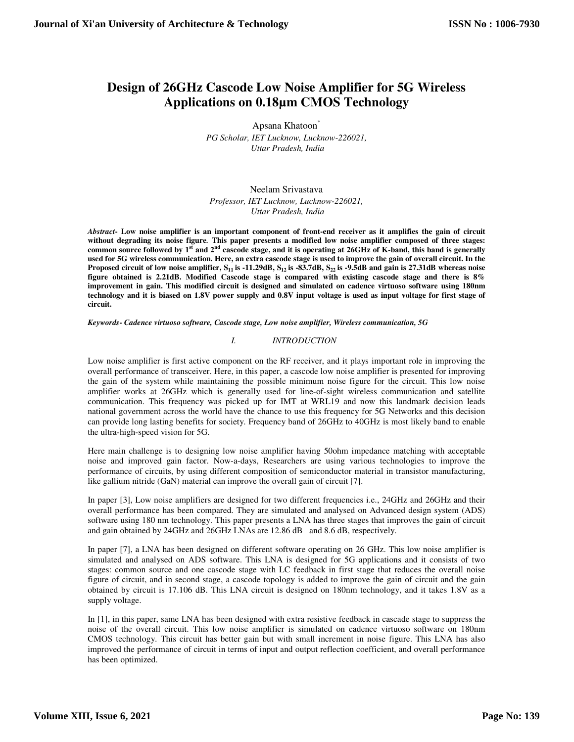# Design of 26GHz Cascode Low Noise Amplifier for 5G Wireless Applications on 0.18μm CMOS Technology

Apsana Khatoon*

*PG Scholar, IET Lucknow, Lucknow-226021, Uttar Pradesh, India*

Neelam Srivastava

*Professor, IET Lucknow, Lucknow-226021, Uttar Pradesh, India*

***Abstract*- Low noise amplifier is an important component of front-end receiver as it amplifies the gain of circuit without degrading its noise figure. This paper presents a modified low noise amplifier composed of three stages: common source followed by 1st and 2nd cascode stage, and it is operating at 26GHz of K-band, this band is generally used for 5G wireless communication. Here, an extra cascode stage is used to improve the gain of overall circuit. In the Proposed circuit of low noise amplifier, $S_{11}$ is -11.29dB, $S_{12}$ is -83.7dB, $S_{22}$ is -9.5dB and gain is 27.31dB whereas noise figure obtained is 2.21dB. Modified Cascode stage is compared with existing cascode stage and there is 8% improvement in gain. This modified circuit is designed and simulated on cadence virtuoso software using 180nm technology and it is biased on 1.8V power supply and 0.8V input voltage is used as input voltage for first stage of circuit.**

***Keywords- Cadence virtuoso software, Cascode stage, Low noise amplifier, Wireless communication, 5G***

## I. INTRODUCTION

Low noise amplifier is first active component on the RF receiver, and it plays important role in improving the overall performance of transceiver. Here, in this paper, a cascode low noise amplifier is presented for improving the gain of the system while maintaining the possible minimum noise figure for the circuit. This low noise amplifier works at 26GHz which is generally used for line-of-sight wireless communication and satellite communication. This frequency was picked up for IMT at WRL19 and now this landmark decision leads national government across the world have the chance to use this frequency for 5G Networks and this decision can provide long lasting benefits for society. Frequency band of 26GHz to 40GHz is most likely band to enable the ultra-high-speed vision for 5G.

Here main challenge is to designing low noise amplifier having 50ohm impedance matching with acceptable noise and improved gain factor. Now-a-days, Researchers are using various technologies to improve the performance of circuits, by using different composition of semiconductor material in transistor manufacturing, like gallium nitride (GaN) material can improve the overall gain of circuit [7].

In paper [3], Low noise amplifiers are designed for two different frequencies i.e., 24GHz and 26GHz and their overall performance has been compared. They are simulated and analysed on Advanced design system (ADS) software using 180 nm technology. This paper presents a LNA has three stages that improves the gain of circuit and gain obtained by 24GHz and 26GHz LNAs are 12.86 dB and 8.6 dB, respectively.

In paper [7], a LNA has been designed on different software operating on 26 GHz. This low noise amplifier is simulated and analysed on ADS software. This LNA is designed for 5G applications and it consists of two stages: common source and one cascode stage with LC feedback in first stage that reduces the overall noise figure of circuit, and in second stage, a cascode topology is added to improve the gain of circuit and the gain obtained by circuit is 17.106 dB. This LNA circuit is designed on 180nm technology, and it takes 1.8V as a supply voltage.

In [1], in this paper, same LNA has been designed with extra resistive feedback in cascade stage to suppress the noise of the overall circuit. This low noise amplifier is simulated on cadence virtuoso software on 180nm CMOS technology. This circuit has better gain but with small increment in noise figure. This LNA has also improved the performance of circuit in terms of input and output reflection coefficient, and overall performance has been optimized.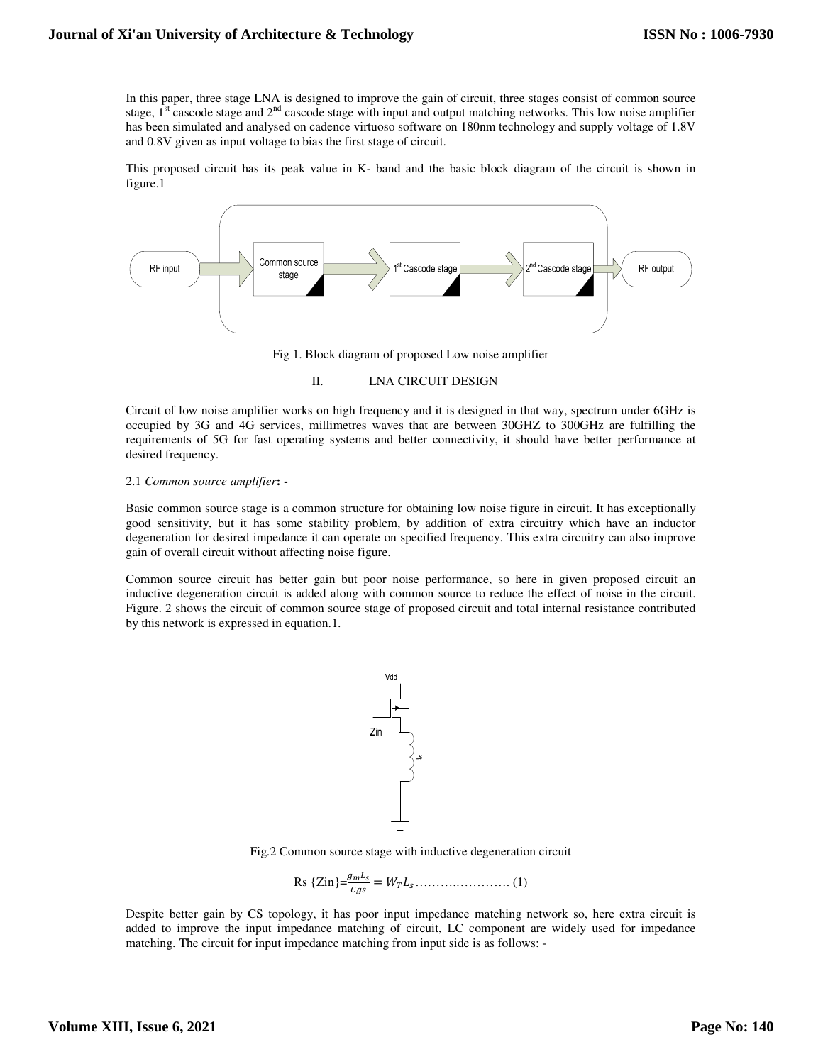In this paper, three stage LNA is designed to improve the gain of circuit, three stages consist of common source stage, 1[st] cascode stage and 2[nd] cascode stage with input and output matching networks. This low noise amplifier has been simulated and analysed on cadence virtuoso software on 180nm technology and supply voltage of 1.8V and 0.8V given as input voltage to bias the first stage of circuit.

This proposed circuit has its peak value in K- band and the basic block diagram of the circuit is shown in figure.1

RF input

Common source stage

1st Cascode stage

2nd Cascode stage

RF output

Fig 1. Block diagram of proposed Low noise amplifier

## II. LNA CIRCUIT DESIGN

Circuit of low noise amplifier works on high frequency and it is designed in that way, spectrum under 6GHz is occupied by 3G and 4G services, millimetres waves that are between 30GHZ to 300GHz are fulfilling the requirements of 5G for fast operating systems and better connectivity, it should have better performance at desired frequency.

### 2.1 *Common source amplifier*: -

Basic common source stage is a common structure for obtaining low noise figure in circuit. It has exceptionally good sensitivity, but it has some stability problem, by addition of extra circuitry which have an inductor degeneration for desired impedance it can operate on specified frequency. This extra circuitry can also improve gain of overall circuit without affecting noise figure.

Common source circuit has better gain but poor noise performance, so here in given proposed circuit an inductive degeneration circuit is added along with common source to reduce the effect of noise in the circuit. Figure. 2 shows the circuit of common source stage of proposed circuit and total internal resistance contributed by this network is expressed in equation.1.

Vdd

Zin

Ls

Fig.2 Common source stage with inductive degeneration circuit

$$\text{Rs } \{\text{Zin}\} = \frac{g_m L_s}{Cgs} = W_T L_s \quad \text{……………………. (1)}$$

Despite better gain by CS topology, it has poor input impedance matching network so, here extra circuit is added to improve the input impedance matching of circuit, LC component are widely used for impedance matching. The circuit for input impedance matching from input side is as follows: -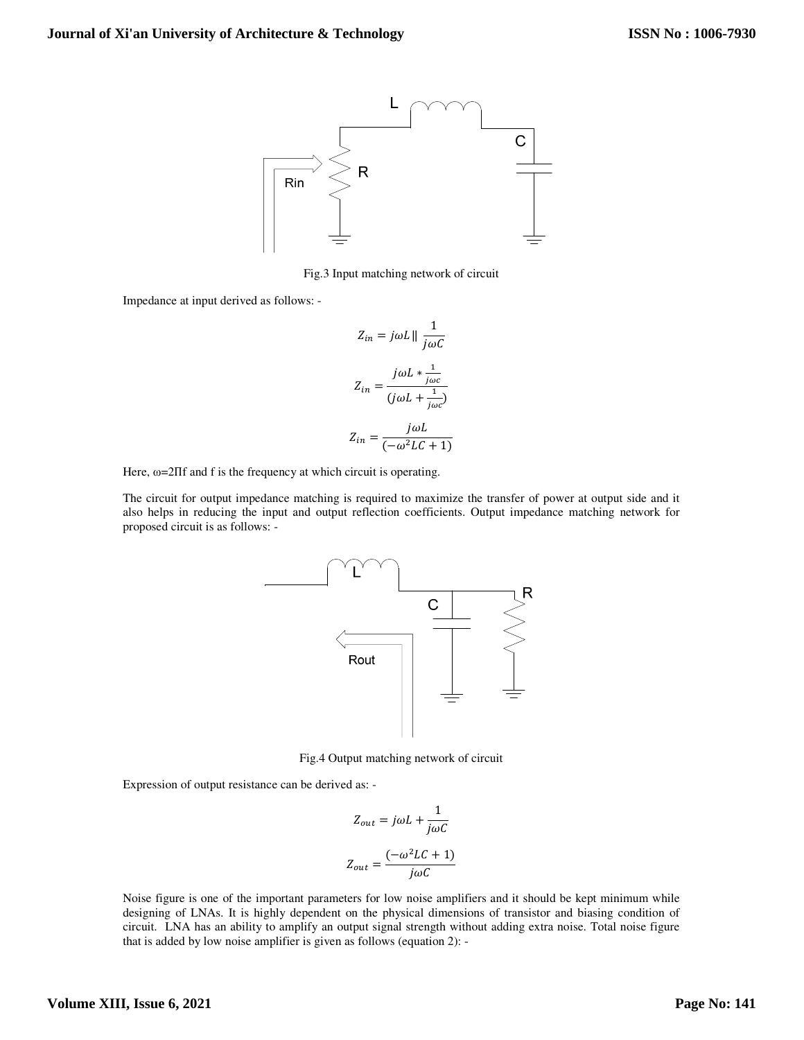L

C

R

Rin

Fig.3 Input matching network of circuit

Impedance at input derived as follows: -

$$Z_{in} = j\omega L \parallel \frac{1}{j\omega C}$$

$$Z_{in} = \frac{j\omega L * \frac{1}{j\omega c}}{(j\omega L + \frac{1}{j\omega c})}$$

$$Z_{in} = \frac{j\omega L}{(-\omega^2 LC + 1)}$$

Here, ω=2Πf and f is the frequency at which circuit is operating.

The circuit for output impedance matching is required to maximize the transfer of power at output side and it also helps in reducing the input and output reflection coefficients. Output impedance matching network for proposed circuit is as follows: -

L

C

R

Rout

Fig.4 Output matching network of circuit

Expression of output resistance can be derived as: -

$$Z_{out} = j\omega L + \frac{1}{j\omega C}$$

$$Z_{out} = \frac{(-\omega^2 LC + 1)}{j\omega C}$$

Noise figure is one of the important parameters for low noise amplifiers and it should be kept minimum while designing of LNAs. It is highly dependent on the physical dimensions of transistor and biasing condition of circuit. LNA has an ability to amplify an output signal strength without adding extra noise. Total noise figure that is added by low noise amplifier is given as follows (equation 2): -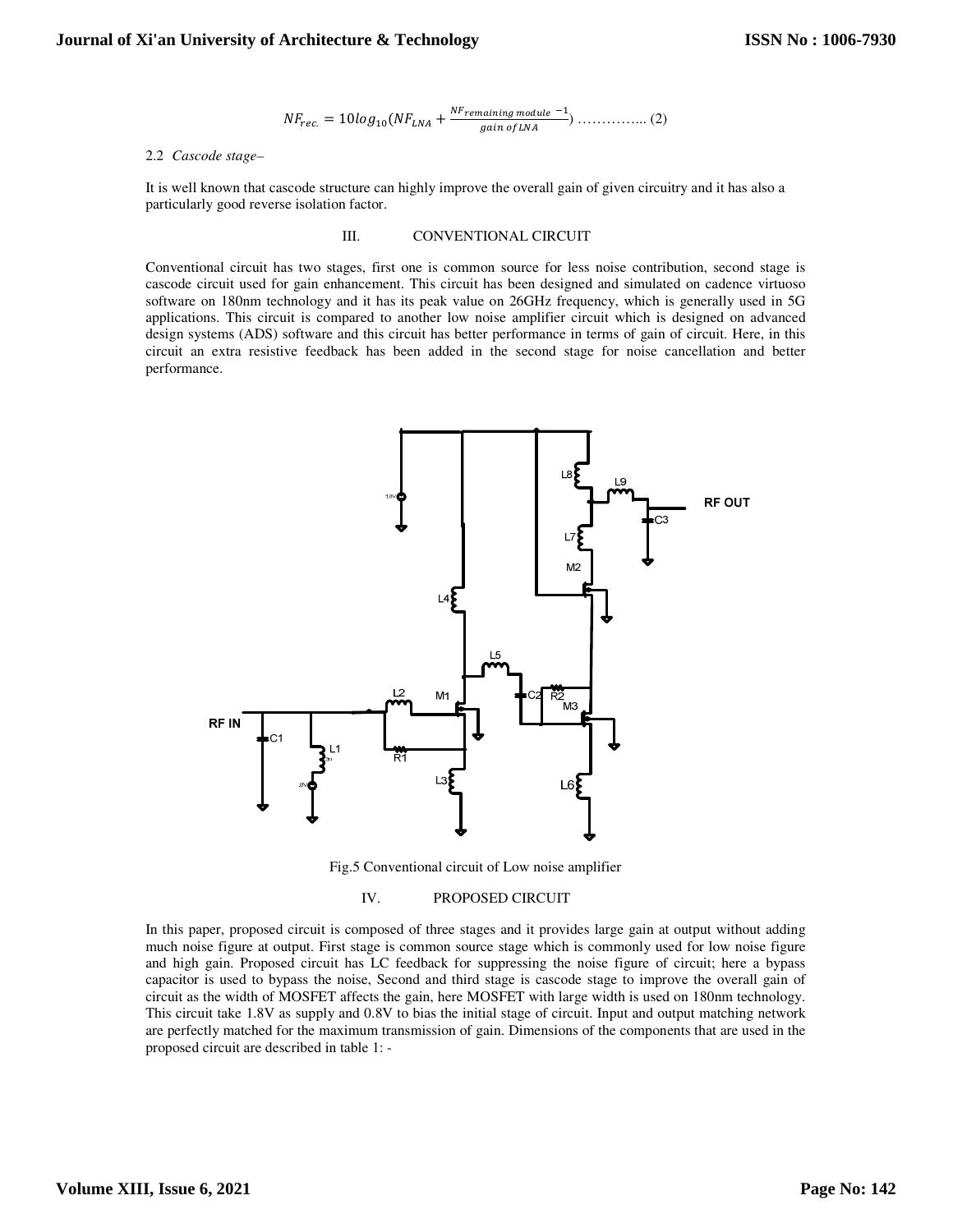$$NF_{rec.} = 10log_{10}(NF_{LNA} + \frac{NF_{remaining\ module}\ ^{-1}}{gain\ of LNA})\ \ldots\ldots\ldots\ldots..\ (2)$$

2.2 *Cascode stage–*

It is well known that cascode structure can highly improve the overall gain of given circuitry and it has also a particularly good reverse isolation factor.

## III. CONVENTIONAL CIRCUIT

Conventional circuit has two stages, first one is common source for less noise contribution, second stage is cascode circuit used for gain enhancement. This circuit has been designed and simulated on cadence virtuoso software on 180nm technology and it has its peak value on 26GHz frequency, which is generally used in 5G applications. This circuit is compared to another low noise amplifier circuit which is designed on advanced design systems (ADS) software and this circuit has better performance in terms of gain of circuit. Here, in this circuit an extra resistive feedback has been added in the second stage for noise cancellation and better performance.

L8
L9
RF OUT
C3
L7
M2
L4
L5
L2
M1
C2
R2
M3
RF IN
C1
L1
R1
L3
L6

Fig.5 Conventional circuit of Low noise amplifier

## IV. PROPOSED CIRCUIT

In this paper, proposed circuit is composed of three stages and it provides large gain at output without adding much noise figure at output. First stage is common source stage which is commonly used for low noise figure and high gain. Proposed circuit has LC feedback for suppressing the noise figure of circuit; here a bypass capacitor is used to bypass the noise, Second and third stage is cascode stage to improve the overall gain of circuit as the width of MOSFET affects the gain, here MOSFET with large width is used on 180nm technology. This circuit take 1.8V as supply and 0.8V to bias the initial stage of circuit. Input and output matching network are perfectly matched for the maximum transmission of gain. Dimensions of the components that are used in the proposed circuit are described in table 1: -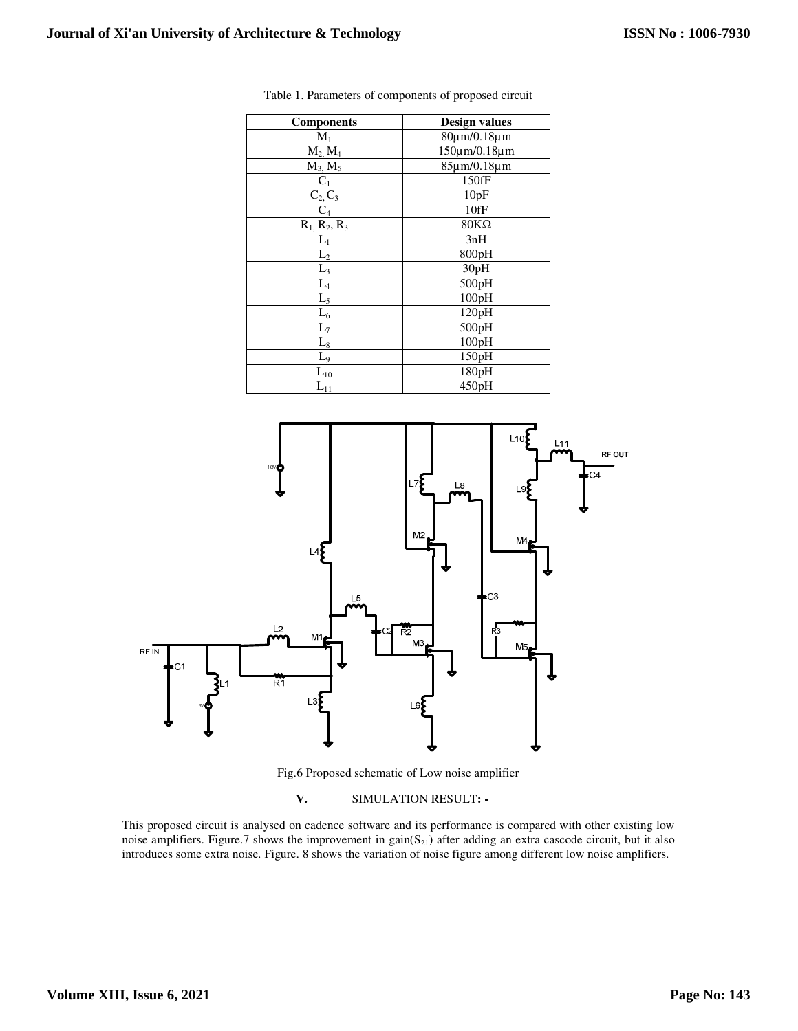Table 1. Parameters of components of proposed circuit

| Components | Design values |
|---|---|
| $M_1$ | 80µm/0.18µm |
| $M_2$, $M_4$ | 150µm/0.18µm |
| $M_3$, $M_5$ | 85µm/0.18µm |
| $C_1$ | 150fF |
| $C_2$, $C_3$ | 10pF |
| $C_4$ | 10fF |
| $R_1$, $R_2$, $R_3$ | 80KΩ |
| $L_1$ | 3nH |
| $L_2$ | 800pH |
| $L_3$ | 30pH |
| $L_4$ | 500pH |
| $L_5$ | 100pH |
| $L_6$ | 120pH |
| $L_7$ | 500pH |
| $L_8$ | 100pH |
| $L_9$ | 150pH |
| $L_{10}$ | 180pH |
| $L_{11}$ | 450pH |

L10
L11
RF OUT
C4
L9
L7
L8
M2
M4
L4
C3
L5
C2
R2
R3
L2
M1
M3
M5
RF IN
C1
L1
R1
L3
L6

Fig.6 Proposed schematic of Low noise amplifier

## V. SIMULATION RESULT: -

This proposed circuit is analysed on cadence software and its performance is compared with other existing low noise amplifiers. Figure.7 shows the improvement in gain($S_{21}$) after adding an extra cascode circuit, but it also introduces some extra noise. Figure. 8 shows the variation of noise figure among different low noise amplifiers.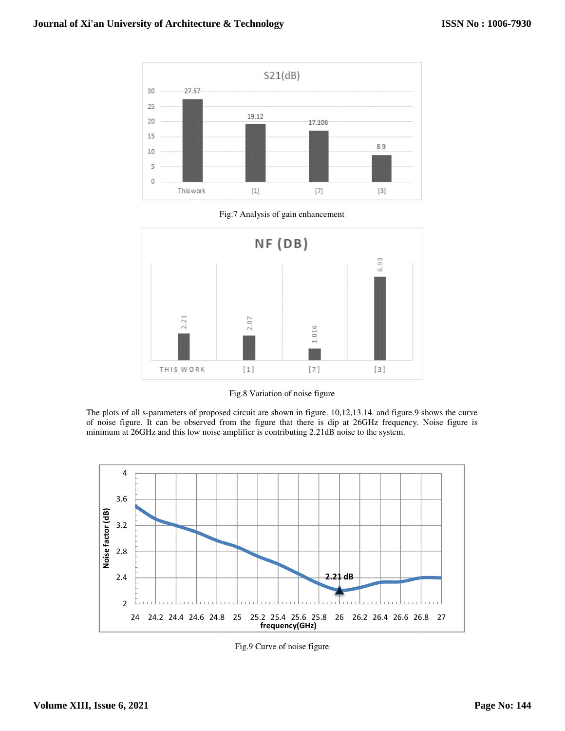S21(dB)

30
25
20
15
10
5
0

27.57
19.12
17.106
8.9

This work
[1]
[7]
[3]

Fig.7 Analysis of gain enhancement

NF (DB)

2.21
2.07
1.016
6.93

THIS WORK
[1]
[7]
[3]

Fig.8 Variation of noise figure

The plots of all s-parameters of proposed circuit are shown in figure. 10,12,13.14. and figure.9 shows the curve of noise figure. It can be observed from the figure that there is dip at 26GHz frequency. Noise figure is minimum at 26GHz and this low noise amplifier is contributing 2.21dB noise to the system.

Noise factor (dB)

4
3.6
3.2
2.8
2.4
2

2.21 dB

24
24.2
24.4
24.6
24.8
25
25.2
25.4
25.6
25.8
26
26.2
26.4
26.6
26.8
27

frequency(GHz)

Fig.9 Curve of noise figure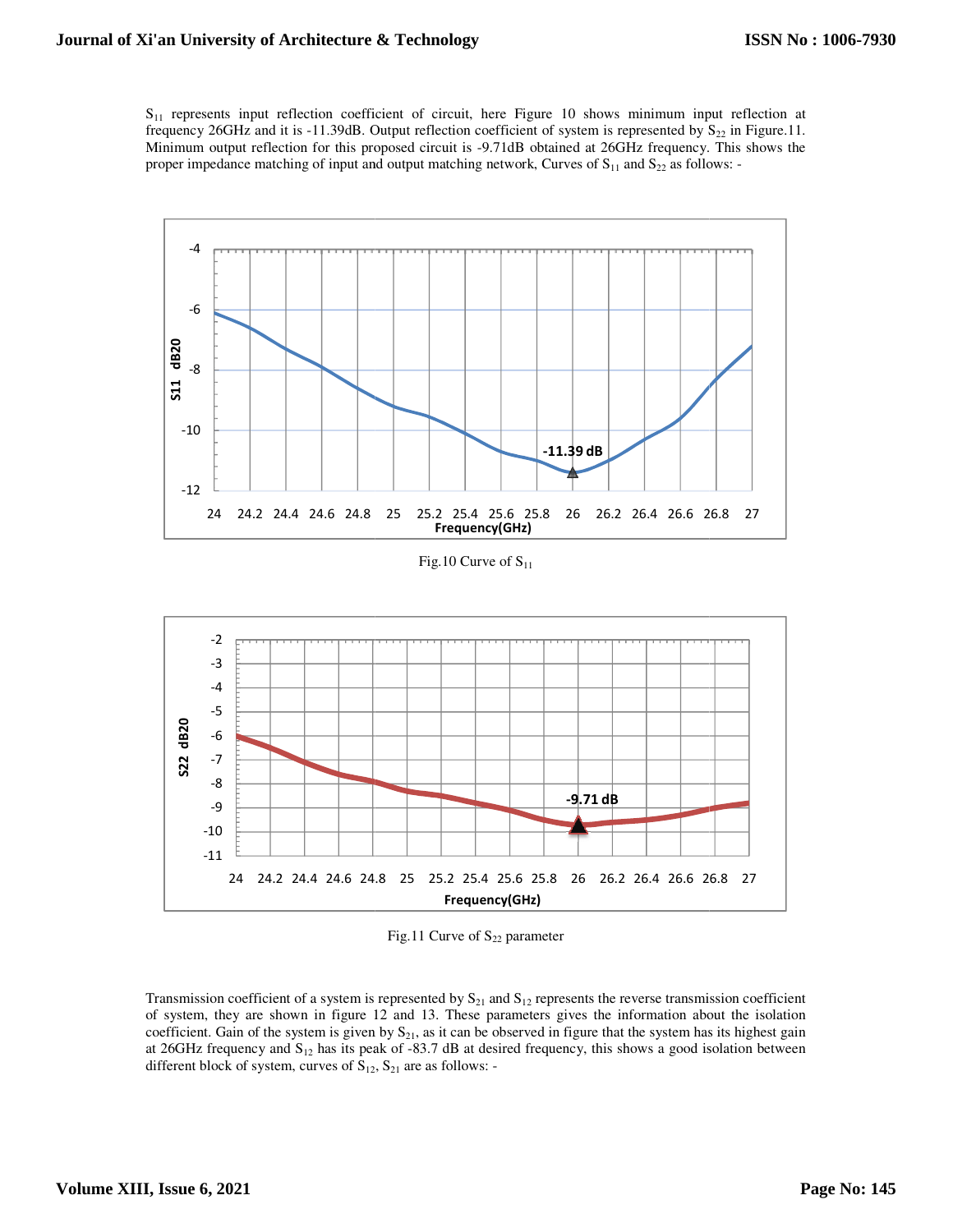$S_{11}$ represents input reflection coefficient of circuit, here Figure 10 shows minimum input reflection at frequency 26GHz and it is -11.39dB. Output reflection coefficient of system is represented by $S_{22}$ in Figure.11. Minimum output reflection for this proposed circuit is -9.71dB obtained at 26GHz frequency. This shows the proper impedance matching of input and output matching network, Curves of $S_{11}$ and $S_{22}$ as follows: -

S11 dB20

-4
-6
-8
-10
-12

-11.39 dB

24 24.2 24.4 24.6 24.8 25 25.2 25.4 25.6 25.8 26 26.2 26.4 26.6 26.8 27

Frequency(GHz)

Fig.10 Curve of $S_{11}$

S22 dB20

-2
-3
-4
-5
-6
-7
-8
-9
-10
-11

-9.71 dB

24 24.2 24.4 24.6 24.8 25 25.2 25.4 25.6 25.8 26 26.2 26.4 26.6 26.8 27

Frequency(GHz)

Fig.11 Curve of $S_{22}$ parameter

Transmission coefficient of a system is represented by $S_{21}$ and $S_{12}$ represents the reverse transmission coefficient of system, they are shown in figure 12 and 13. These parameters gives the information about the isolation coefficient. Gain of the system is given by $S_{21}$, as it can be observed in figure that the system has its highest gain at 26GHz frequency and $S_{12}$ has its peak of -83.7 dB at desired frequency, this shows a good isolation between different block of system, curves of $S_{12}$, $S_{21}$ are as follows: -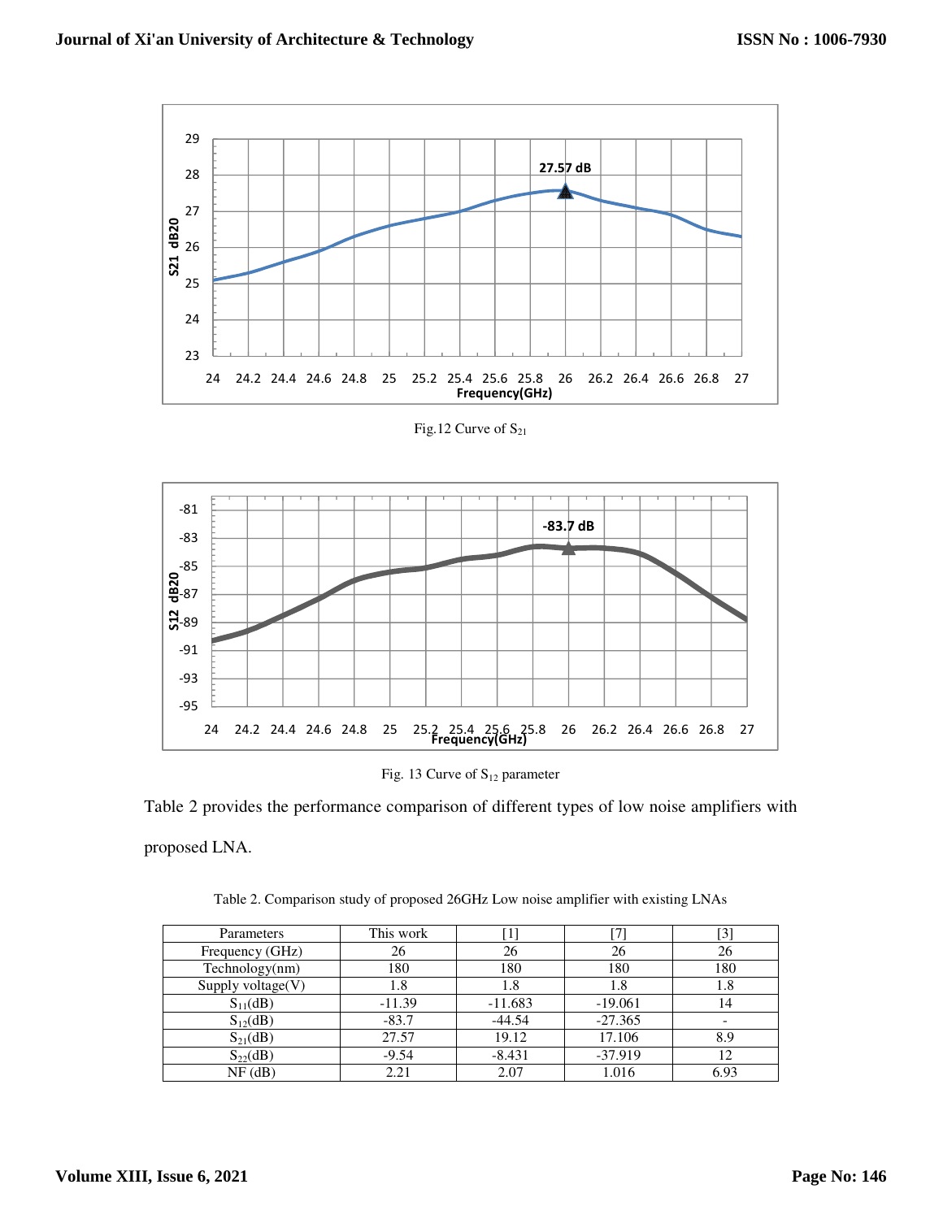29
28
27
26
25
24
23

S21 dB20

27.57 dB

24 24.2 24.4 24.6 24.8 25 25.2 25.4 25.6 25.8 26 26.2 26.4 26.6 26.8 27

Frequency(GHz)

Fig.12 Curve of $S_{21}$

-81
-83
-85
-87
-89
-91
-93
-95

S12 dB20

-83.7 dB

24 24.2 24.4 24.6 24.8 25 25.2 25.4 25.6 25.8 26 26.2 26.4 26.6 26.8 27

Frequency(GHz)

Fig. 13 Curve of $S_{12}$ parameter

Table 2 provides the performance comparison of different types of low noise amplifiers with proposed LNA.

Table 2. Comparison study of proposed 26GHz Low noise amplifier with existing LNAs

| Parameters | This work | [1] | [7] | [3] |
|---|---|---|---|---|
| Frequency (GHz) | 26 | 26 | 26 | 26 |
| Technology(nm) | 180 | 180 | 180 | 180 |
| Supply voltage(V) | 1.8 | 1.8 | 1.8 | 1.8 |
| $S_{11}$(dB) | -11.39 | -11.683 | -19.061 | 14 |
| $S_{12}$(dB) | -83.7 | -44.54 | -27.365 | - |
| $S_{21}$(dB) | 27.57 | 19.12 | 17.106 | 8.9 |
| $S_{22}$(dB) | -9.54 | -8.431 | -37.919 | 12 |
| NF (dB) | 2.21 | 2.07 | 1.016 | 6.93 |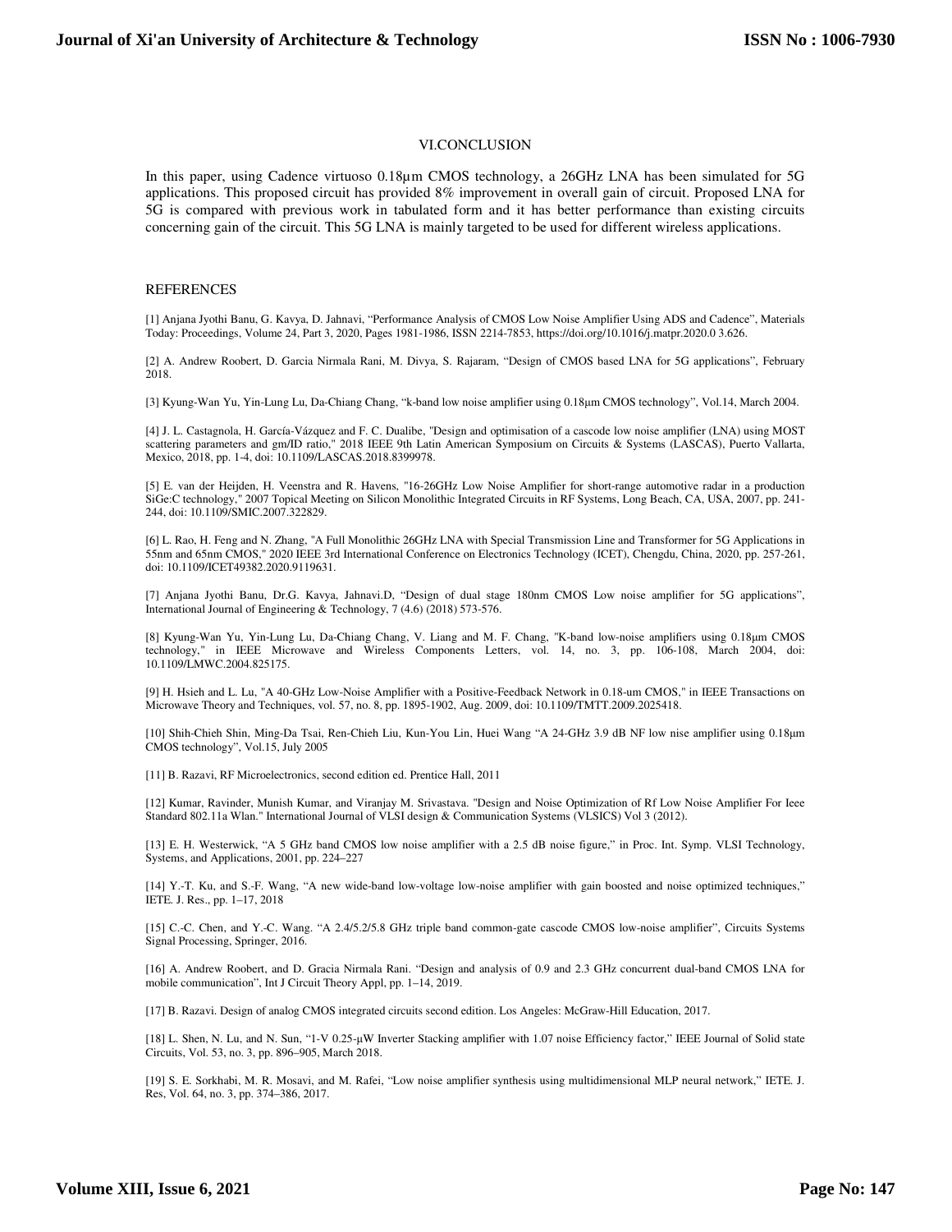## VI.CONCLUSION

In this paper, using Cadence virtuoso 0.18µm CMOS technology, a 26GHz LNA has been simulated for 5G applications. This proposed circuit has provided 8% improvement in overall gain of circuit. Proposed LNA for 5G is compared with previous work in tabulated form and it has better performance than existing circuits concerning gain of the circuit. This 5G LNA is mainly targeted to be used for different wireless applications.

## REFERENCES

[1] Anjana Jyothi Banu, G. Kavya, D. Jahnavi, "Performance Analysis of CMOS Low Noise Amplifier Using ADS and Cadence", Materials Today: Proceedings, Volume 24, Part 3, 2020, Pages 1981-1986, ISSN 2214-7853, https://doi.org/10.1016/j.matpr.2020.0 3.626.

[2] A. Andrew Roobert, D. Garcia Nirmala Rani, M. Divya, S. Rajaram, "Design of CMOS based LNA for 5G applications", February 2018.

[3] Kyung-Wan Yu, Yin-Lung Lu, Da-Chiang Chang, "k-band low noise amplifier using 0.18µm CMOS technology", Vol.14, March 2004.

[4] J. L. Castagnola, H. García-Vázquez and F. C. Dualibe, "Design and optimisation of a cascode low noise amplifier (LNA) using MOST scattering parameters and gm/ID ratio," 2018 IEEE 9th Latin American Symposium on Circuits & Systems (LASCAS), Puerto Vallarta, Mexico, 2018, pp. 1-4, doi: 10.1109/LASCAS.2018.8399978.

[5] E. van der Heijden, H. Veenstra and R. Havens, "16-26GHz Low Noise Amplifier for short-range automotive radar in a production SiGe:C technology," 2007 Topical Meeting on Silicon Monolithic Integrated Circuits in RF Systems, Long Beach, CA, USA, 2007, pp. 241-244, doi: 10.1109/SMIC.2007.322829.

[6] L. Rao, H. Feng and N. Zhang, "A Full Monolithic 26GHz LNA with Special Transmission Line and Transformer for 5G Applications in 55nm and 65nm CMOS," 2020 IEEE 3rd International Conference on Electronics Technology (ICET), Chengdu, China, 2020, pp. 257-261, doi: 10.1109/ICET49382.2020.9119631.

[7] Anjana Jyothi Banu, Dr.G. Kavya, Jahnavi.D, "Design of dual stage 180nm CMOS Low noise amplifier for 5G applications", International Journal of Engineering & Technology, 7 (4.6) (2018) 573-576.

[8] Kyung-Wan Yu, Yin-Lung Lu, Da-Chiang Chang, V. Liang and M. F. Chang, "K-band low-noise amplifiers using 0.18µm CMOS technology," in IEEE Microwave and Wireless Components Letters, vol. 14, no. 3, pp. 106-108, March 2004, doi: 10.1109/LMWC.2004.825175.

[9] H. Hsieh and L. Lu, "A 40-GHz Low-Noise Amplifier with a Positive-Feedback Network in 0.18-um CMOS," in IEEE Transactions on Microwave Theory and Techniques, vol. 57, no. 8, pp. 1895-1902, Aug. 2009, doi: 10.1109/TMTT.2009.2025418.

[10] Shih-Chieh Shin, Ming-Da Tsai, Ren-Chieh Liu, Kun-You Lin, Huei Wang "A 24-GHz 3.9 dB NF low nise amplifier using 0.18µm CMOS technology", Vol.15, July 2005

[11] B. Razavi, RF Microelectronics, second edition ed. Prentice Hall, 2011

[12] Kumar, Ravinder, Munish Kumar, and Viranjay M. Srivastava. "Design and Noise Optimization of Rf Low Noise Amplifier For Ieee Standard 802.11a Wlan." International Journal of VLSI design & Communication Systems (VLSICS) Vol 3 (2012).

[13] E. H. Westerwick, "A 5 GHz band CMOS low noise amplifier with a 2.5 dB noise figure," in Proc. Int. Symp. VLSI Technology, Systems, and Applications, 2001, pp. 224–227

[14] Y.-T. Ku, and S.-F. Wang, "A new wide-band low-voltage low-noise amplifier with gain boosted and noise optimized techniques," IETE. J. Res., pp. 1–17, 2018

[15] C.-C. Chen, and Y.-C. Wang. "A 2.4/5.2/5.8 GHz triple band common-gate cascode CMOS low-noise amplifier", Circuits Systems Signal Processing, Springer, 2016.

[16] A. Andrew Roobert, and D. Gracia Nirmala Rani. "Design and analysis of 0.9 and 2.3 GHz concurrent dual-band CMOS LNA for mobile communication", Int J Circuit Theory Appl, pp. 1–14, 2019.

[17] B. Razavi. Design of analog CMOS integrated circuits second edition. Los Angeles: McGraw-Hill Education, 2017.

[18] L. Shen, N. Lu, and N. Sun, "1-V 0.25-µW Inverter Stacking amplifier with 1.07 noise Efficiency factor," IEEE Journal of Solid state Circuits, Vol. 53, no. 3, pp. 896–905, March 2018.

[19] S. E. Sorkhabi, M. R. Mosavi, and M. Rafei, "Low noise amplifier synthesis using multidimensional MLP neural network," IETE. J. Res, Vol. 64, no. 3, pp. 374–386, 2017.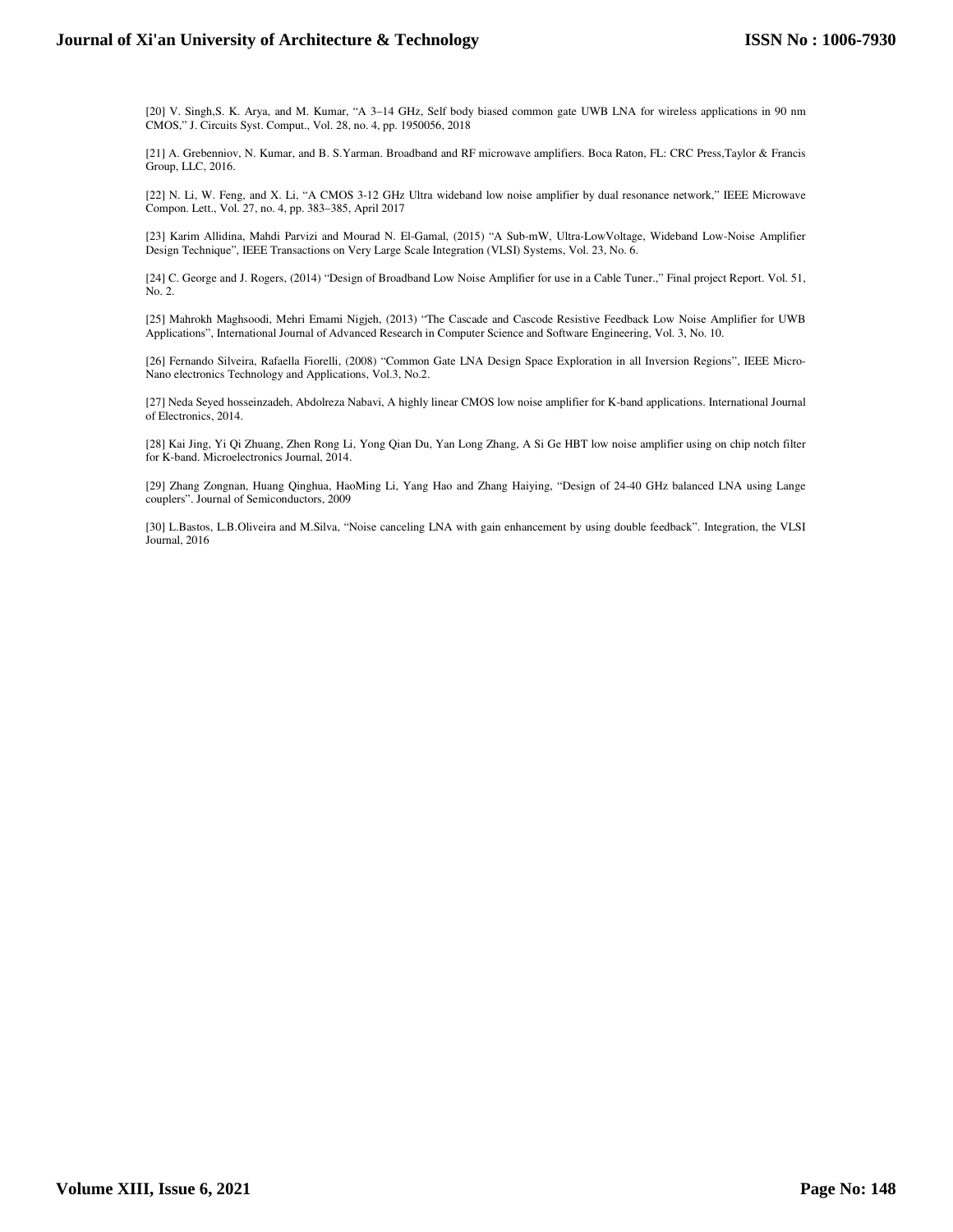[20] V. Singh,S. K. Arya, and M. Kumar, "A 3–14 GHz, Self body biased common gate UWB LNA for wireless applications in 90 nm CMOS," J. Circuits Syst. Comput., Vol. 28, no. 4, pp. 1950056, 2018

[21] A. Grebenniov, N. Kumar, and B. S.Yarman. Broadband and RF microwave amplifiers. Boca Raton, FL: CRC Press,Taylor & Francis Group, LLC, 2016.

[22] N. Li, W. Feng, and X. Li, "A CMOS 3-12 GHz Ultra wideband low noise amplifier by dual resonance network," IEEE Microwave Compon. Lett., Vol. 27, no. 4, pp. 383–385, April 2017

[23] Karim Allidina, Mahdi Parvizi and Mourad N. El-Gamal, (2015) "A Sub-mW, Ultra-LowVoltage, Wideband Low-Noise Amplifier Design Technique", IEEE Transactions on Very Large Scale Integration (VLSI) Systems, Vol. 23, No. 6.

[24] C. George and J. Rogers, (2014) "Design of Broadband Low Noise Amplifier for use in a Cable Tuner.," Final project Report. Vol. 51, No. 2.

[25] Mahrokh Maghsoodi, Mehri Emami Nigjeh, (2013) "The Cascade and Cascode Resistive Feedback Low Noise Amplifier for UWB Applications", International Journal of Advanced Research in Computer Science and Software Engineering, Vol. 3, No. 10.

[26] Fernando Silveira, Rafaella Fiorelli, (2008) "Common Gate LNA Design Space Exploration in all Inversion Regions", IEEE Micro-Nano electronics Technology and Applications, Vol.3, No.2.

[27] Neda Seyed hosseinzadeh, Abdolreza Nabavi, A highly linear CMOS low noise amplifier for K-band applications. International Journal of Electronics, 2014.

[28] Kai Jing, Yi Qi Zhuang, Zhen Rong Li, Yong Qian Du, Yan Long Zhang, A Si Ge HBT low noise amplifier using on chip notch filter for K-band. Microelectronics Journal, 2014.

[29] Zhang Zongnan, Huang Qinghua, HaoMing Li, Yang Hao and Zhang Haiying, "Design of 24-40 GHz balanced LNA using Lange couplers". Journal of Semiconductors, 2009

[30] L.Bastos, L.B.Oliveira and M.Silva, "Noise canceling LNA with gain enhancement by using double feedback". Integration, the VLSI Journal, 2016